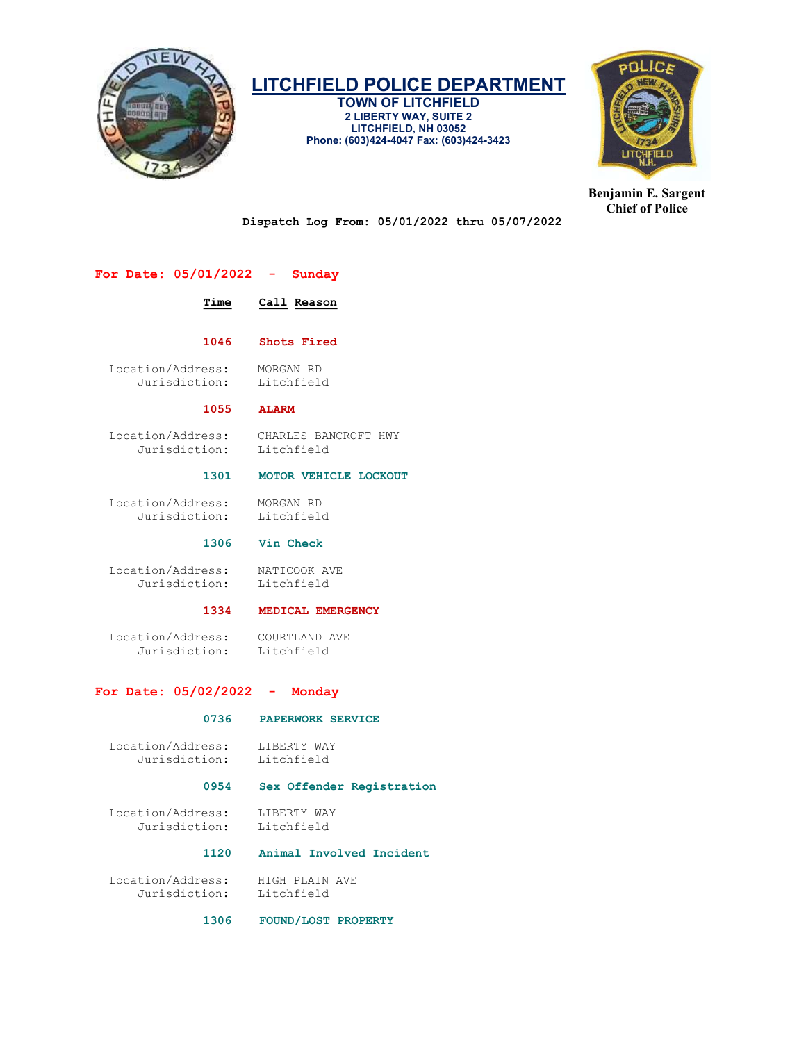# LITCHFIELD POLICE DEPARTMENT

**TOWN OF LITCHFIELD**
**2 LIBERTY WAY, SUITE 2**
**LITCHFIELD, NH 03052**
**Phone: (603)424-4047 Fax: (603)424-3423**

**Benjamin E. Sargent**
**Chief of Police**

**Dispatch Log From: 05/01/2022 thru 05/07/2022**

## For Date: 05/01/2022 - Sunday

| Time | Call Reason |
|---|---|

**1046 Shots Fired**

Location/Address: MORGAN RD
Jurisdiction: Litchfield

**1055 ALARM**

Location/Address: CHARLES BANCROFT HWY
Jurisdiction: Litchfield

**1301 MOTOR VEHICLE LOCKOUT**

Location/Address: MORGAN RD
Jurisdiction: Litchfield

**1306 Vin Check**

Location/Address: NATICOOK AVE
Jurisdiction: Litchfield

**1334 MEDICAL EMERGENCY**

Location/Address: COURTLAND AVE
Jurisdiction: Litchfield

## For Date: 05/02/2022 - Monday

**0736 PAPERWORK SERVICE**

Location/Address: LIBERTY WAY
Jurisdiction: Litchfield

**0954 Sex Offender Registration**

Location/Address: LIBERTY WAY
Jurisdiction: Litchfield

**1120 Animal Involved Incident**

Location/Address: HIGH PLAIN AVE
Jurisdiction: Litchfield

**1306 FOUND/LOST PROPERTY**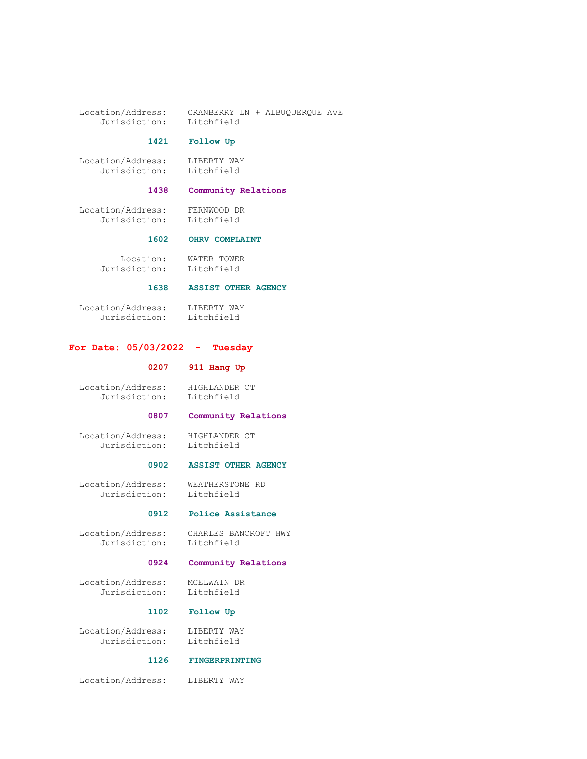Location/Address: CRANBERRY LN + ALBUQUERQUE AVE
Jurisdiction: Litchfield

**1421 Follow Up**

Location/Address: LIBERTY WAY
Jurisdiction: Litchfield

**1438 Community Relations**

Location/Address: FERNWOOD DR
Jurisdiction: Litchfield

**1602 OHRV COMPLAINT**

Location: WATER TOWER
Jurisdiction: Litchfield

**1638 ASSIST OTHER AGENCY**

Location/Address: LIBERTY WAY
Jurisdiction: Litchfield

## For Date: 05/03/2022 - Tuesday

**0207 911 Hang Up**

Location/Address: HIGHLANDER CT
Jurisdiction: Litchfield

**0807 Community Relations**

Location/Address: HIGHLANDER CT
Jurisdiction: Litchfield

**0902 ASSIST OTHER AGENCY**

Location/Address: WEATHERSTONE RD
Jurisdiction: Litchfield

**0912 Police Assistance**

Location/Address: CHARLES BANCROFT HWY
Jurisdiction: Litchfield

**0924 Community Relations**

Location/Address: MCELWAIN DR
Jurisdiction: Litchfield

**1102 Follow Up**

Location/Address: LIBERTY WAY
Jurisdiction: Litchfield

**1126 FINGERPRINTING**

Location/Address: LIBERTY WAY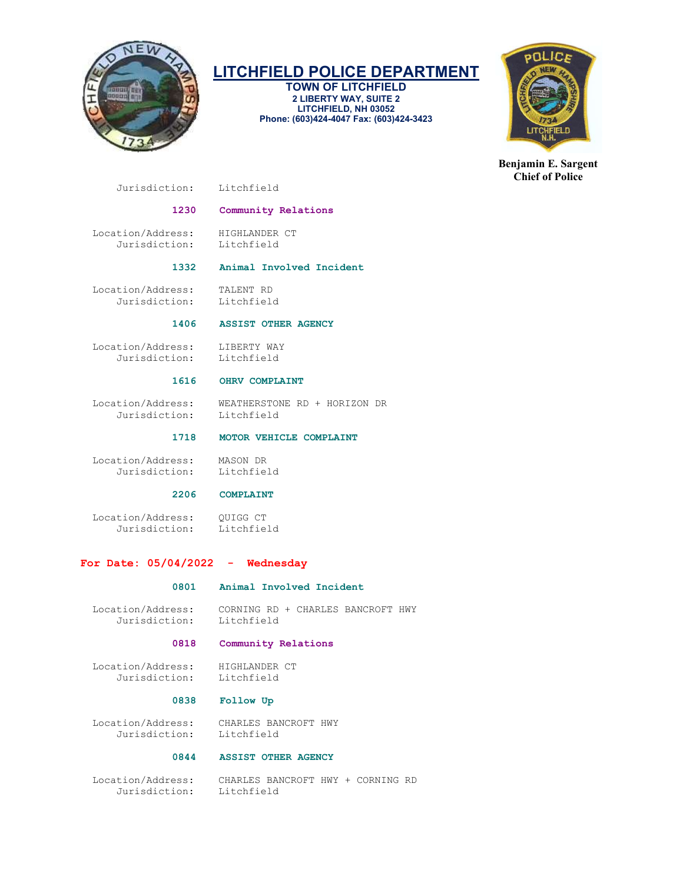# LITCHFIELD POLICE DEPARTMENT

**TOWN OF LITCHFIELD**
**2 LIBERTY WAY, SUITE 2**
**LITCHFIELD, NH 03052**
**Phone: (603)424-4047 Fax: (603)424-3423**

**Benjamin E. Sargent**
**Chief of Police**

Jurisdiction: Litchfield

**1230 Community Relations**

Location/Address: HIGHLANDER CT
Jurisdiction: Litchfield

**1332 Animal Involved Incident**

Location/Address: TALENT RD
Jurisdiction: Litchfield

**1406 ASSIST OTHER AGENCY**

Location/Address: LIBERTY WAY
Jurisdiction: Litchfield

**1616 OHRV COMPLAINT**

Location/Address: WEATHERSTONE RD + HORIZON DR
Jurisdiction: Litchfield

**1718 MOTOR VEHICLE COMPLAINT**

Location/Address: MASON DR
Jurisdiction: Litchfield

**2206 COMPLAINT**

Location/Address: QUIGG CT
Jurisdiction: Litchfield

## For Date: 05/04/2022 - Wednesday

**0801 Animal Involved Incident**

Location/Address: CORNING RD + CHARLES BANCROFT HWY
Jurisdiction: Litchfield

**0818 Community Relations**

Location/Address: HIGHLANDER CT
Jurisdiction: Litchfield

**0838 Follow Up**

Location/Address: CHARLES BANCROFT HWY
Jurisdiction: Litchfield

**0844 ASSIST OTHER AGENCY**

Location/Address: CHARLES BANCROFT HWY + CORNING RD
Jurisdiction: Litchfield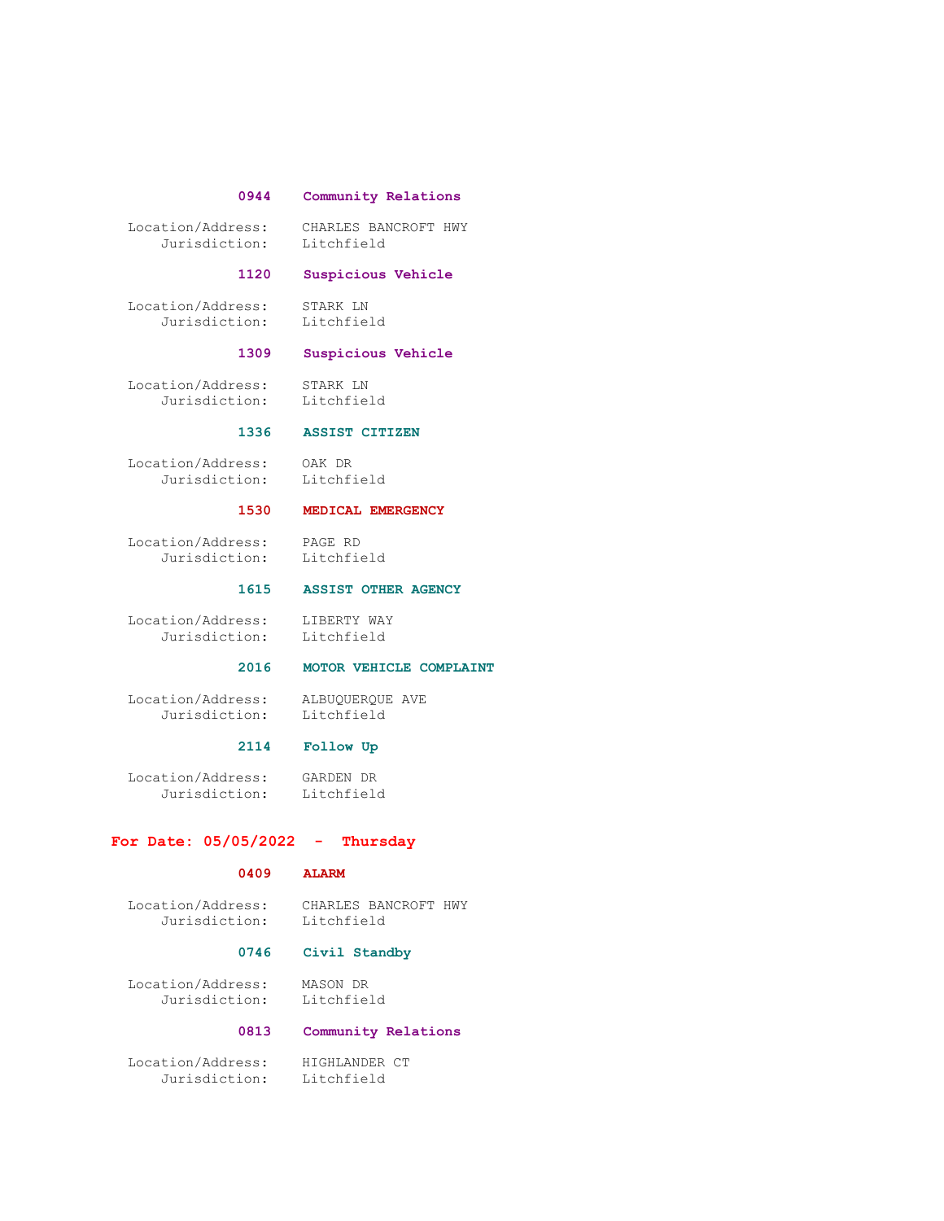**0944 Community Relations**

Location/Address: CHARLES BANCROFT HWY
Jurisdiction: Litchfield

**1120 Suspicious Vehicle**

Location/Address: STARK LN
Jurisdiction: Litchfield

**1309 Suspicious Vehicle**

Location/Address: STARK LN
Jurisdiction: Litchfield

**1336 ASSIST CITIZEN**

Location/Address: OAK DR
Jurisdiction: Litchfield

**1530 MEDICAL EMERGENCY**

Location/Address: PAGE RD
Jurisdiction: Litchfield

**1615 ASSIST OTHER AGENCY**

Location/Address: LIBERTY WAY
Jurisdiction: Litchfield

**2016 MOTOR VEHICLE COMPLAINT**

Location/Address: ALBUQUERQUE AVE
Jurisdiction: Litchfield

**2114 Follow Up**

Location/Address: GARDEN DR
Jurisdiction: Litchfield

## For Date: 05/05/2022 - Thursday

**0409 ALARM**

Location/Address: CHARLES BANCROFT HWY
Jurisdiction: Litchfield

**0746 Civil Standby**

Location/Address: MASON DR
Jurisdiction: Litchfield

**0813 Community Relations**

Location/Address: HIGHLANDER CT
Jurisdiction: Litchfield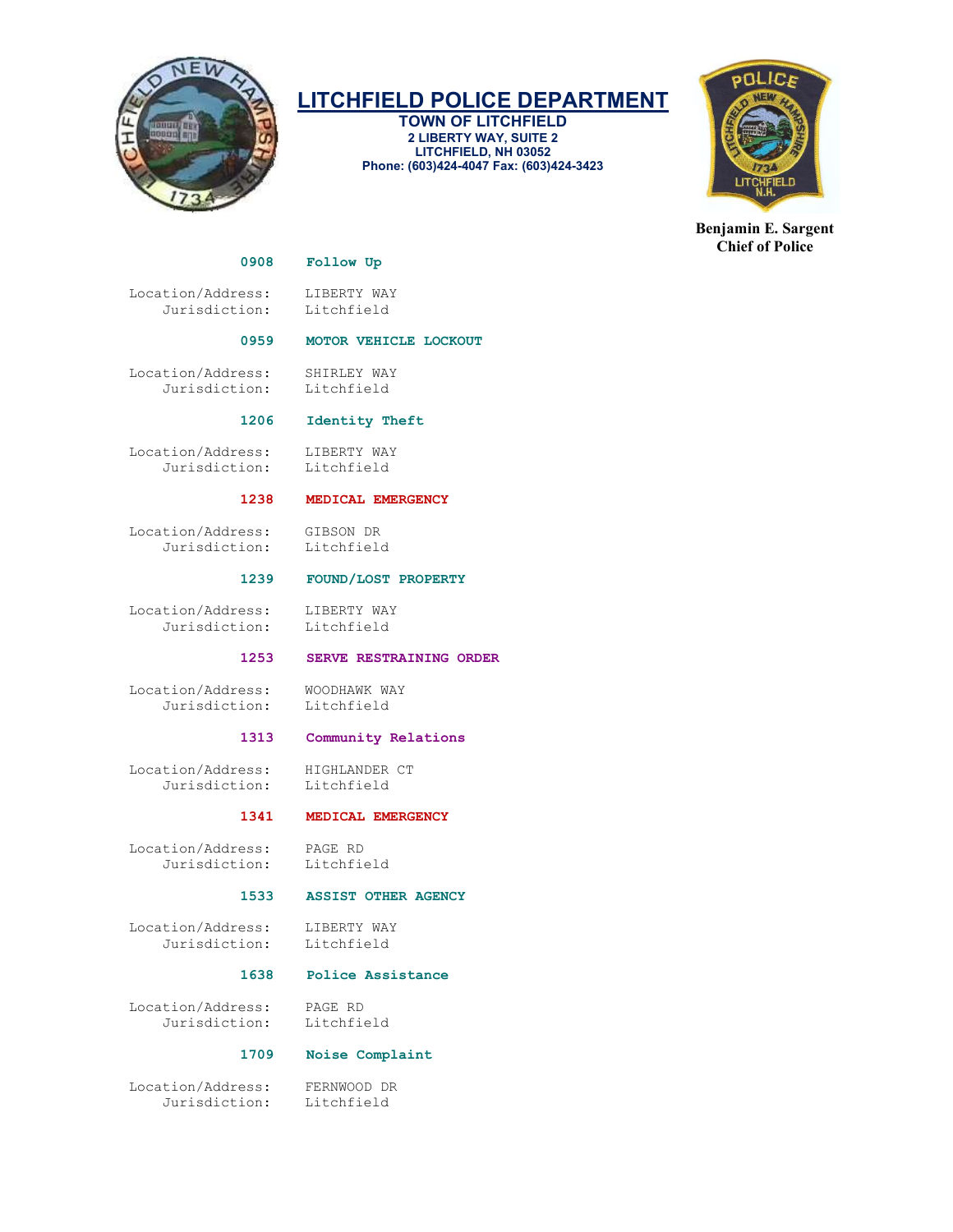# LITCHFIELD POLICE DEPARTMENT

**TOWN OF LITCHFIELD**
**2 LIBERTY WAY, SUITE 2**
**LITCHFIELD, NH 03052**
**Phone: (603)424-4047 Fax: (603)424-3423**

**Benjamin E. Sargent**
**Chief of Police**

**0908 Follow Up**

Location/Address: LIBERTY WAY
Jurisdiction: Litchfield

**0959 MOTOR VEHICLE LOCKOUT**

Location/Address: SHIRLEY WAY
Jurisdiction: Litchfield

**1206 Identity Theft**

Location/Address: LIBERTY WAY
Jurisdiction: Litchfield

**1238 MEDICAL EMERGENCY**

Location/Address: GIBSON DR
Jurisdiction: Litchfield

**1239 FOUND/LOST PROPERTY**

Location/Address: LIBERTY WAY
Jurisdiction: Litchfield

**1253 SERVE RESTRAINING ORDER**

Location/Address: WOODHAWK WAY
Jurisdiction: Litchfield

**1313 Community Relations**

Location/Address: HIGHLANDER CT
Jurisdiction: Litchfield

**1341 MEDICAL EMERGENCY**

Location/Address: PAGE RD
Jurisdiction: Litchfield

**1533 ASSIST OTHER AGENCY**

Location/Address: LIBERTY WAY
Jurisdiction: Litchfield

**1638 Police Assistance**

Location/Address: PAGE RD
Jurisdiction: Litchfield

**1709 Noise Complaint**

Location/Address: FERNWOOD DR
Jurisdiction: Litchfield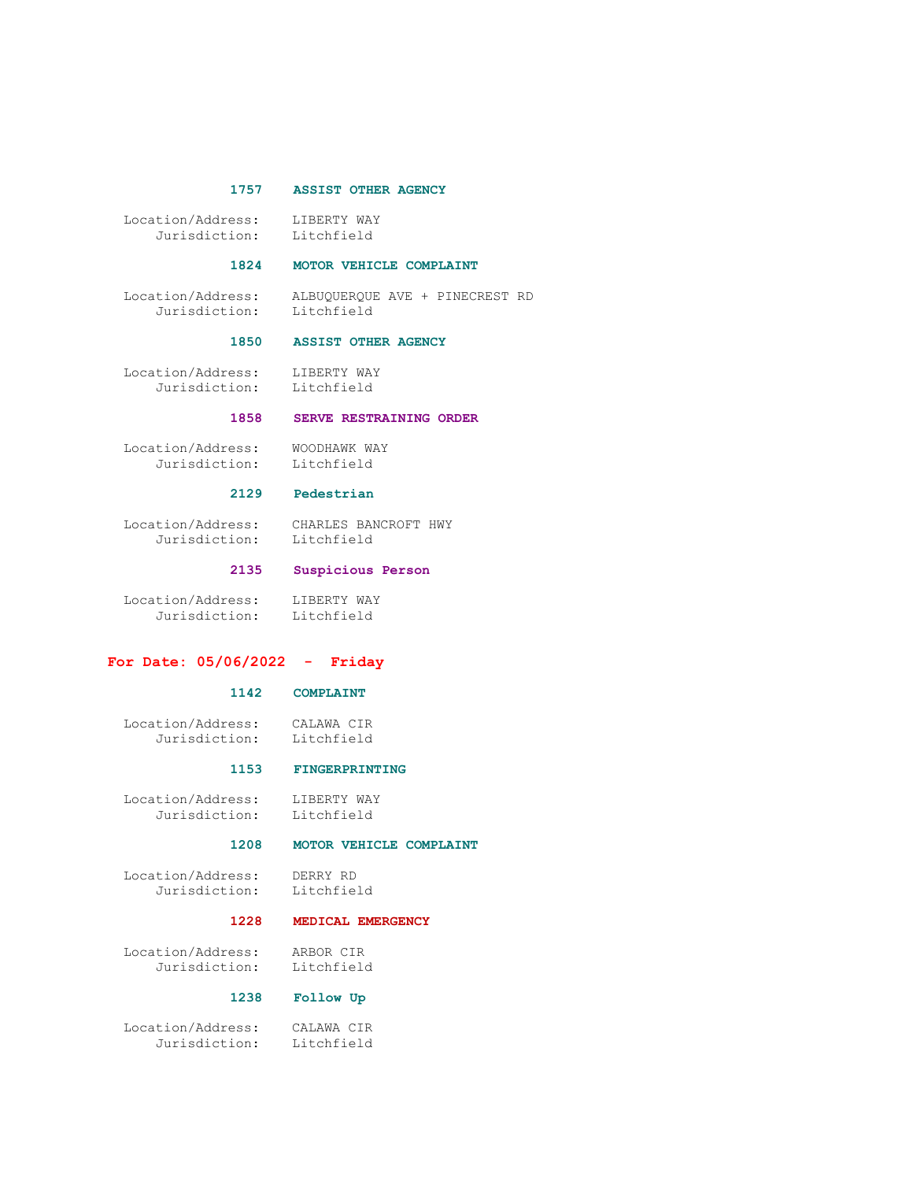**1757 ASSIST OTHER AGENCY**

Location/Address: LIBERTY WAY
Jurisdiction: Litchfield

**1824 MOTOR VEHICLE COMPLAINT**

Location/Address: ALBUQUERQUE AVE + PINECREST RD
Jurisdiction: Litchfield

**1850 ASSIST OTHER AGENCY**

Location/Address: LIBERTY WAY
Jurisdiction: Litchfield

**1858 SERVE RESTRAINING ORDER**

Location/Address: WOODHAWK WAY
Jurisdiction: Litchfield

**2129 Pedestrian**

Location/Address: CHARLES BANCROFT HWY
Jurisdiction: Litchfield

**2135 Suspicious Person**

Location/Address: LIBERTY WAY
Jurisdiction: Litchfield

## For Date: 05/06/2022 - Friday

**1142 COMPLAINT**

Location/Address: CALAWA CIR
Jurisdiction: Litchfield

**1153 FINGERPRINTING**

Location/Address: LIBERTY WAY
Jurisdiction: Litchfield

**1208 MOTOR VEHICLE COMPLAINT**

Location/Address: DERRY RD
Jurisdiction: Litchfield

**1228 MEDICAL EMERGENCY**

Location/Address: ARBOR CIR
Jurisdiction: Litchfield

**1238 Follow Up**

Location/Address: CALAWA CIR
Jurisdiction: Litchfield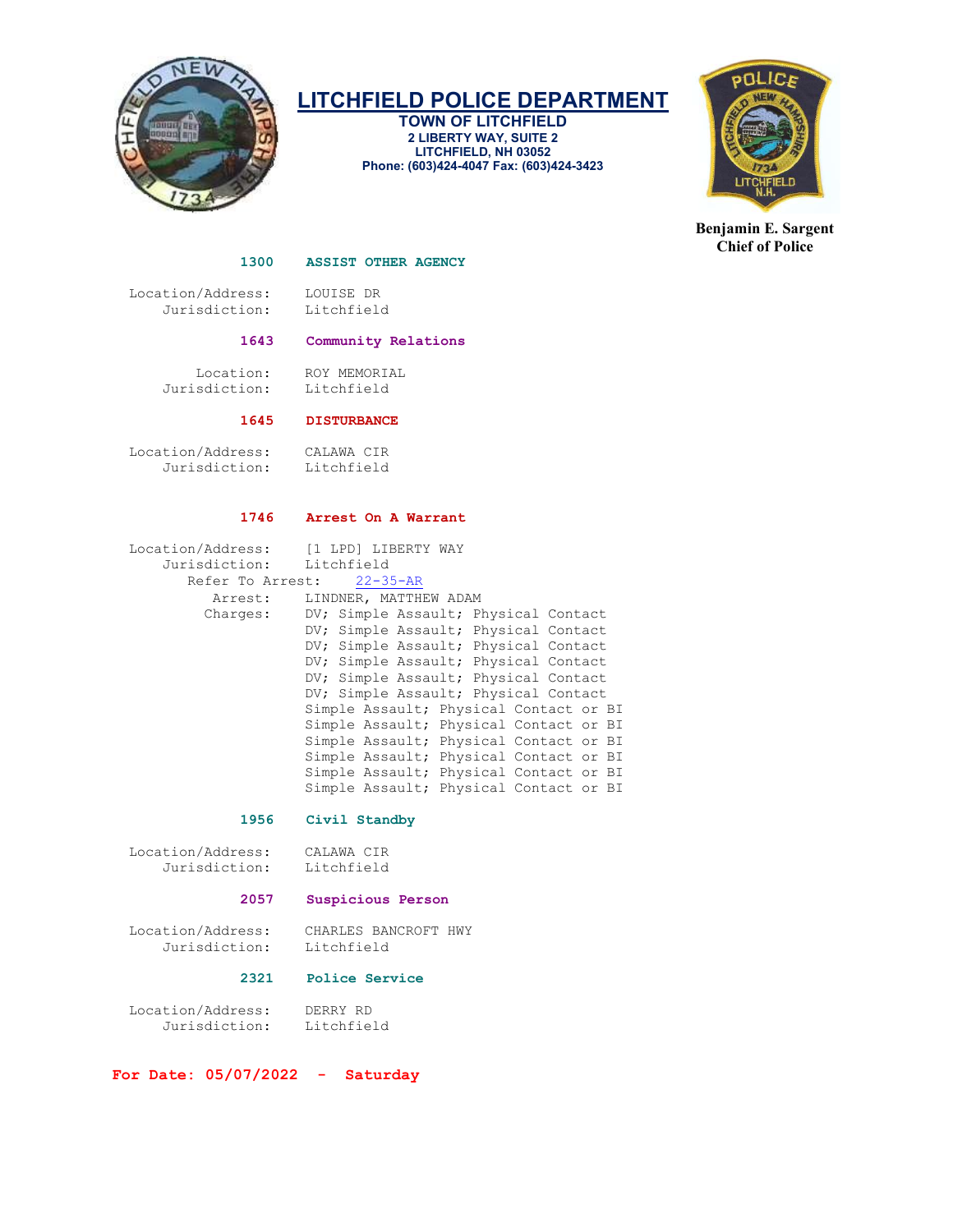**1300 ASSIST OTHER AGENCY**

Location/Address: LOUISE DR
Jurisdiction: Litchfield

**1643 Community Relations**

Location: ROY MEMORIAL
Jurisdiction: Litchfield

**1645 DISTURBANCE**

Location/Address: CALAWA CIR
Jurisdiction: Litchfield

**1746 Arrest On A Warrant**

Location/Address: [1 LPD] LIBERTY WAY
Jurisdiction: Litchfield
Refer To Arrest: 22-35-AR
Arrest: LINDNER, MATTHEW ADAM
Charges: DV; Simple Assault; Physical Contact
DV; Simple Assault; Physical Contact
DV; Simple Assault; Physical Contact
DV; Simple Assault; Physical Contact
DV; Simple Assault; Physical Contact
DV; Simple Assault; Physical Contact
Simple Assault; Physical Contact or BI
Simple Assault; Physical Contact or BI
Simple Assault; Physical Contact or BI
Simple Assault; Physical Contact or BI
Simple Assault; Physical Contact or BI
Simple Assault; Physical Contact or BI

**1956 Civil Standby**

Location/Address: CALAWA CIR
Jurisdiction: Litchfield

**2057 Suspicious Person**

Location/Address: CHARLES BANCROFT HWY
Jurisdiction: Litchfield

**2321 Police Service**

Location/Address: DERRY RD
Jurisdiction: Litchfield

**For Date: 05/07/2022 - Saturday**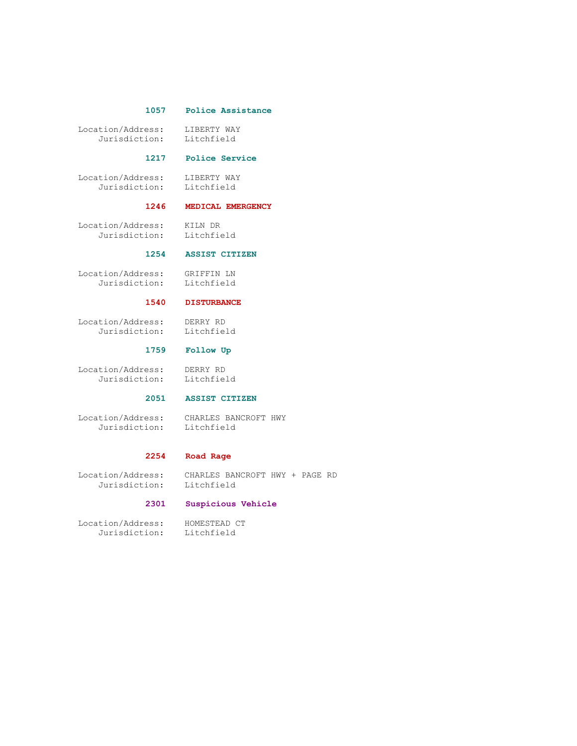**1057 Police Assistance**

Location/Address: LIBERTY WAY
Jurisdiction: Litchfield

**1217 Police Service**

Location/Address: LIBERTY WAY
Jurisdiction: Litchfield

**1246 MEDICAL EMERGENCY**

Location/Address: KILN DR
Jurisdiction: Litchfield

**1254 ASSIST CITIZEN**

Location/Address: GRIFFIN LN
Jurisdiction: Litchfield

**1540 DISTURBANCE**

Location/Address: DERRY RD
Jurisdiction: Litchfield

**1759 Follow Up**

Location/Address: DERRY RD
Jurisdiction: Litchfield

**2051 ASSIST CITIZEN**

Location/Address: CHARLES BANCROFT HWY
Jurisdiction: Litchfield

**2254 Road Rage**

Location/Address: CHARLES BANCROFT HWY + PAGE RD
Jurisdiction: Litchfield

**2301 Suspicious Vehicle**

Location/Address: HOMESTEAD CT
Jurisdiction: Litchfield